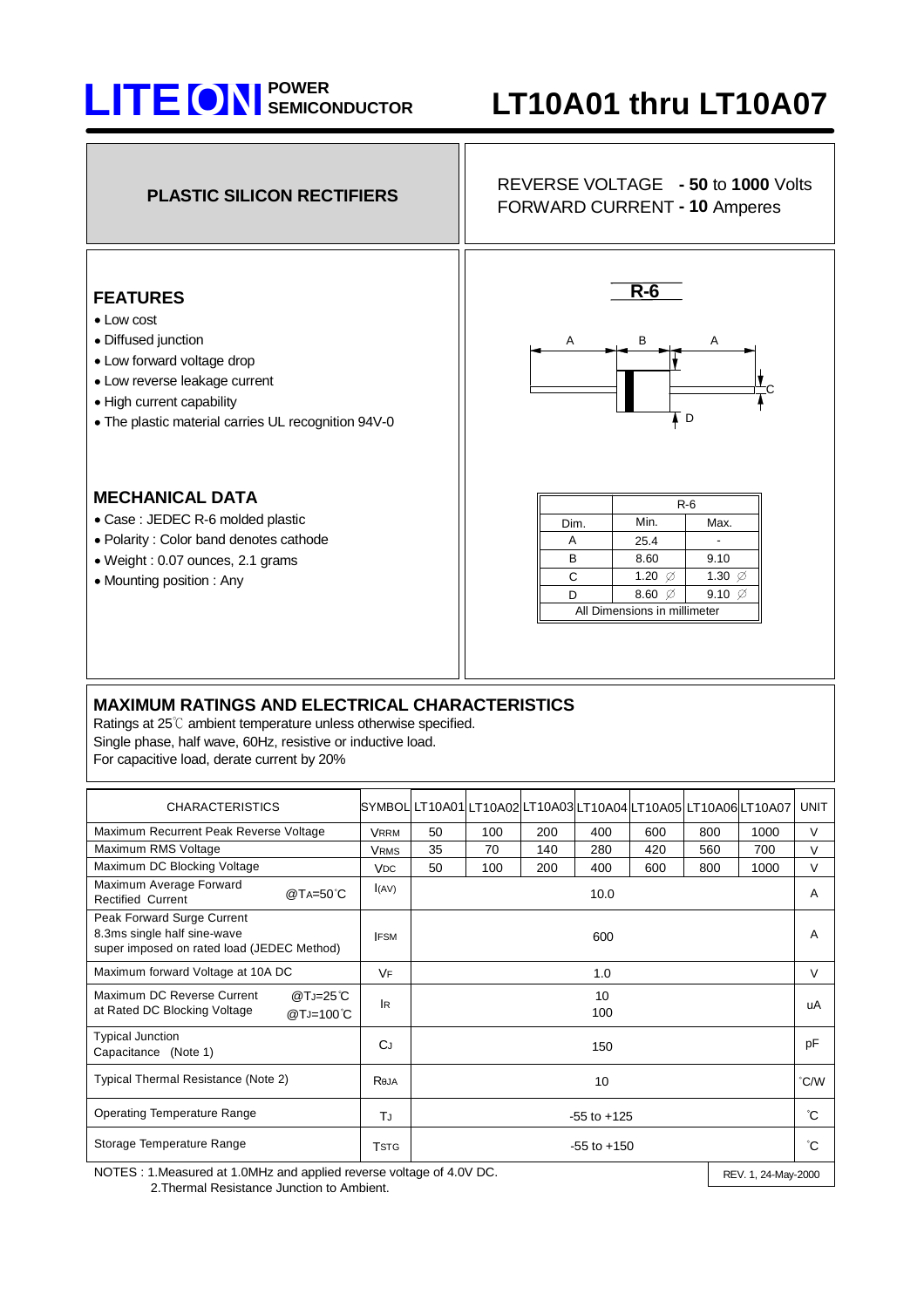# LITE ON POWER SEMICONDUCTOR

# LT10A01 thru LT10A07

**PLASTIC SILICON RECTIFIERS**

REVERSE VOLTAGE **- 50** to **1000** Volts
FORWARD CURRENT **- 10** Amperes

## FEATURES

- Low cost
- Diffused junction
- Low forward voltage drop
- Low reverse leakage current
- High current capability
- The plastic material carries UL recognition 94V-0

## MECHANICAL DATA

- Case : JEDEC R-6 molded plastic
- Polarity : Color band denotes cathode
- Weight : 0.07 ounces, 2.1 grams
- Mounting position : Any

**R-6**

| | R-6 | |
|---|---|---|
| Dim. | Min. | Max. |
| A | 25.4 | - |
| B | 8.60 | 9.10 |
| C | 1.20 ∅ | 1.30 ∅ |
| D | 8.60 ∅ | 9.10 ∅ |
| All Dimensions in millimeter | | |

## MAXIMUM RATINGS AND ELECTRICAL CHARACTERISTICS

Ratings at 25℃ ambient temperature unless otherwise specified.
Single phase, half wave, 60Hz, resistive or inductive load.
For capacitive load, derate current by 20%

| CHARACTERISTICS | SYMBOL | LT10A01 | LT10A02 | LT10A03 | LT10A04 | LT10A05 | LT10A06 | LT10A07 | UNIT |
|---|---|---|---|---|---|---|---|---|---|
| Maximum Recurrent Peak Reverse Voltage | $V_{RRM}$ | 50 | 100 | 200 | 400 | 600 | 800 | 1000 | V |
| Maximum RMS Voltage | $V_{RMS}$ | 35 | 70 | 140 | 280 | 420 | 560 | 700 | V |
| Maximum DC Blocking Voltage | $V_{DC}$ | 50 | 100 | 200 | 400 | 600 | 800 | 1000 | V |
| Maximum Average Forward Rectified Current @$T_A$=50℃ | $I_{(AV)}$ | 10.0 | | | | | | | A |
| Peak Forward Surge Current 8.3ms single half sine-wave super imposed on rated load (JEDEC Method) | $I_{FSM}$ | 600 | | | | | | | A |
| Maximum forward Voltage at 10A DC | $V_F$ | 1.0 | | | | | | | V |
| Maximum DC Reverse Current at Rated DC Blocking Voltage @$T_J$=25℃ / @$T_J$=100℃ | $I_R$ | 10 / 100 | | | | | | | uA |
| Typical Junction Capacitance (Note 1) | $C_J$ | 150 | | | | | | | pF |
| Typical Thermal Resistance (Note 2) | $R_{θJA}$ | 10 | | | | | | | ℃/W |
| Operating Temperature Range | $T_J$ | -55 to +125 | | | | | | | ℃ |
| Storage Temperature Range | $T_{STG}$ | -55 to +150 | | | | | | | ℃ |

NOTES : 1.Measured at 1.0MHz and applied reverse voltage of 4.0V DC.
2.Thermal Resistance Junction to Ambient.

REV. 1, 24-May-2000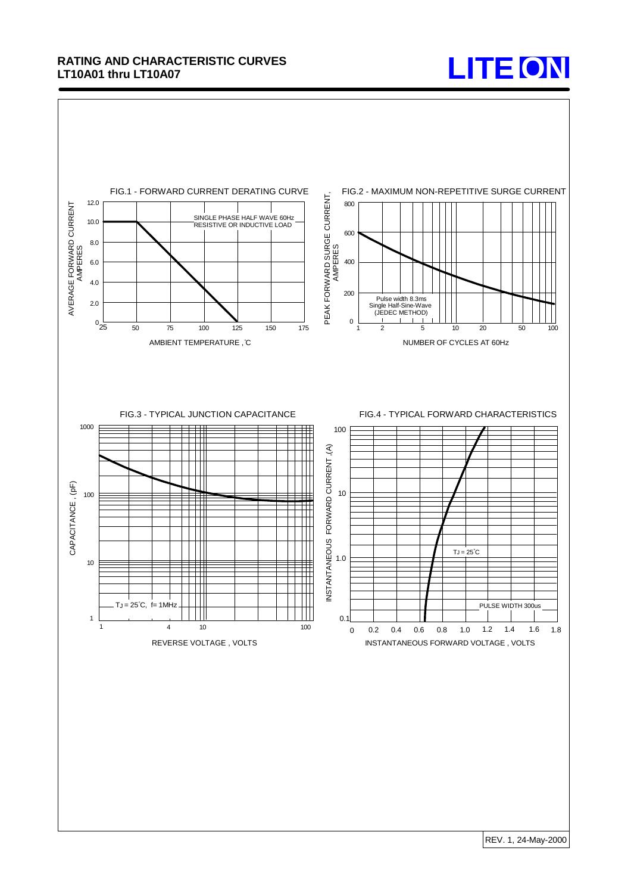# RATING AND CHARACTERISTIC CURVES
## LT10A01 thru LT10A07

FIG.1 - FORWARD CURRENT DERATING CURVE

AVERAGE FORWARD CURRENT AMPERES

12.0
10.0
8.0
6.0
4.0
2.0
0

25 50 75 100 125 150 175

SINGLE PHASE HALF WAVE 60Hz RESISTIVE OR INDUCTIVE LOAD

AMBIENT TEMPERATURE ,°C

FIG.2 - MAXIMUM NON-REPETITIVE SURGE CURRENT

PEAK FORWARD SURGE CURRENT, AMPERES

800
600
400
200
0

1 2 5 10 20 50 100

Pulse width 8.3ms
Single Half-Sine-Wave
(JEDEC METHOD)

NUMBER OF CYCLES AT 60Hz

FIG.3 - TYPICAL JUNCTION CAPACITANCE

CAPACITANCE , (pF)

1000
100
10
1

1 4 10 100

TJ = 25°C, f= 1MHz

REVERSE VOLTAGE , VOLTS

FIG.4 - TYPICAL FORWARD CHARACTERISTICS

INSTANTANEOUS FORWARD CURRENT ,(A)

100
10
1.0
0.1

0 0.2 0.4 0.6 0.8 1.0 1.2 1.4 1.6 1.8

TJ = 25°C

PULSE WIDTH 300us

INSTANTANEOUS FORWARD VOLTAGE , VOLTS

REV. 1, 24-May-2000